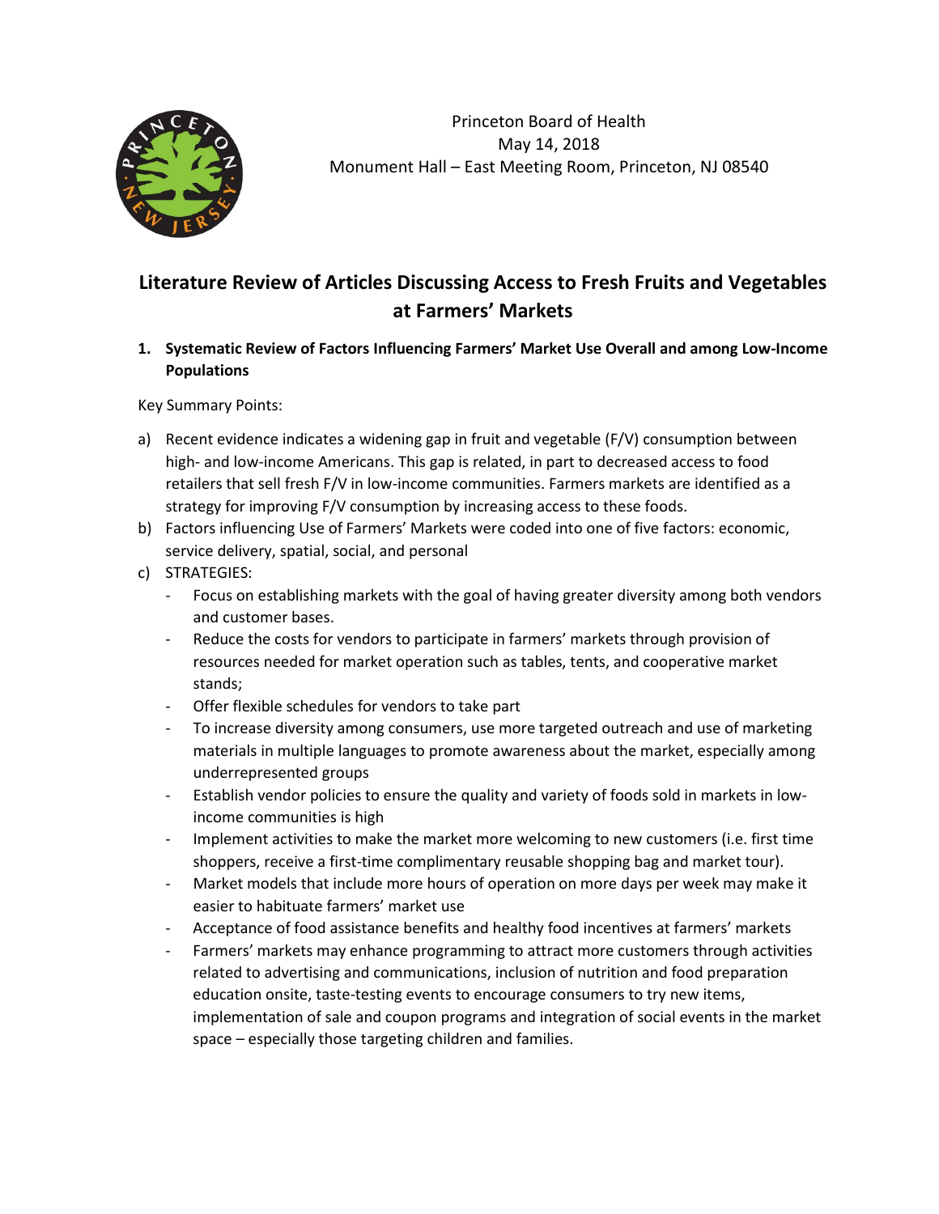Princeton Board of Health
May 14, 2018
Monument Hall – East Meeting Room, Princeton, NJ 08540

# Literature Review of Articles Discussing Access to Fresh Fruits and Vegetables at Farmers' Markets

## 1. Systematic Review of Factors Influencing Farmers' Market Use Overall and among Low-Income Populations

Key Summary Points:

a) Recent evidence indicates a widening gap in fruit and vegetable (F/V) consumption between high- and low-income Americans. This gap is related, in part to decreased access to food retailers that sell fresh F/V in low-income communities. Farmers markets are identified as a strategy for improving F/V consumption by increasing access to these foods.

b) Factors influencing Use of Farmers' Markets were coded into one of five factors: economic, service delivery, spatial, social, and personal

c) STRATEGIES:

- Focus on establishing markets with the goal of having greater diversity among both vendors and customer bases.
- Reduce the costs for vendors to participate in farmers' markets through provision of resources needed for market operation such as tables, tents, and cooperative market stands;
- Offer flexible schedules for vendors to take part
- To increase diversity among consumers, use more targeted outreach and use of marketing materials in multiple languages to promote awareness about the market, especially among underrepresented groups
- Establish vendor policies to ensure the quality and variety of foods sold in markets in low-income communities is high
- Implement activities to make the market more welcoming to new customers (i.e. first time shoppers, receive a first-time complimentary reusable shopping bag and market tour).
- Market models that include more hours of operation on more days per week may make it easier to habituate farmers' market use
- Acceptance of food assistance benefits and healthy food incentives at farmers' markets
- Farmers' markets may enhance programming to attract more customers through activities related to advertising and communications, inclusion of nutrition and food preparation education onsite, taste-testing events to encourage consumers to try new items, implementation of sale and coupon programs and integration of social events in the market space – especially those targeting children and families.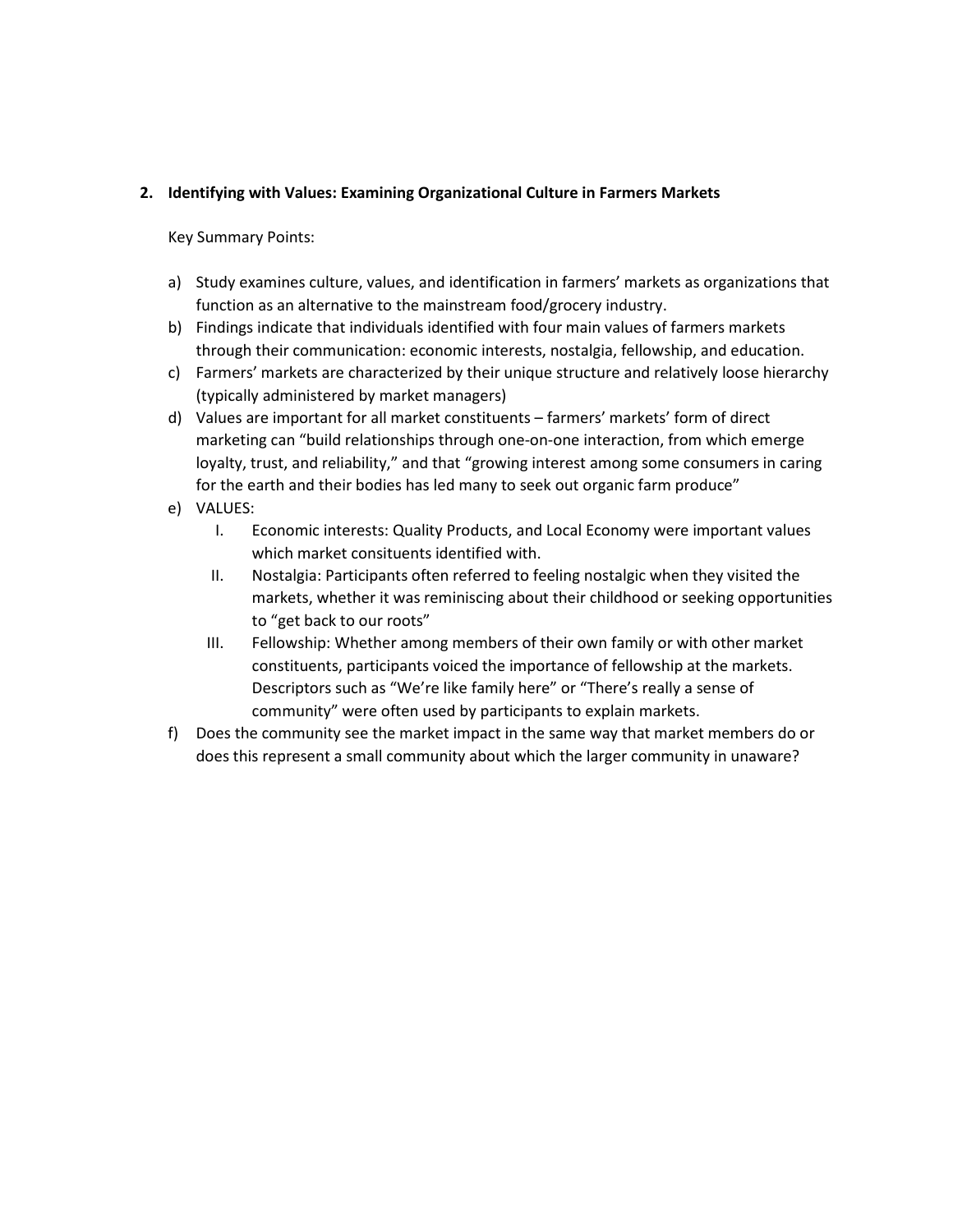**2. Identifying with Values: Examining Organizational Culture in Farmers Markets**

Key Summary Points:

a) Study examines culture, values, and identification in farmers' markets as organizations that function as an alternative to the mainstream food/grocery industry.

b) Findings indicate that individuals identified with four main values of farmers markets through their communication: economic interests, nostalgia, fellowship, and education.

c) Farmers' markets are characterized by their unique structure and relatively loose hierarchy (typically administered by market managers)

d) Values are important for all market constituents – farmers' markets' form of direct marketing can "build relationships through one-on-one interaction, from which emerge loyalty, trust, and reliability," and that "growing interest among some consumers in caring for the earth and their bodies has led many to seek out organic farm produce"

e) VALUES:

   I. Economic interests: Quality Products, and Local Economy were important values which market consituents identified with.

   II. Nostalgia: Participants often referred to feeling nostalgic when they visited the markets, whether it was reminiscing about their childhood or seeking opportunities to "get back to our roots"

   III. Fellowship: Whether among members of their own family or with other market constituents, participants voiced the importance of fellowship at the markets. Descriptors such as "We're like family here" or "There's really a sense of community" were often used by participants to explain markets.

f) Does the community see the market impact in the same way that market members do or does this represent a small community about which the larger community in unaware?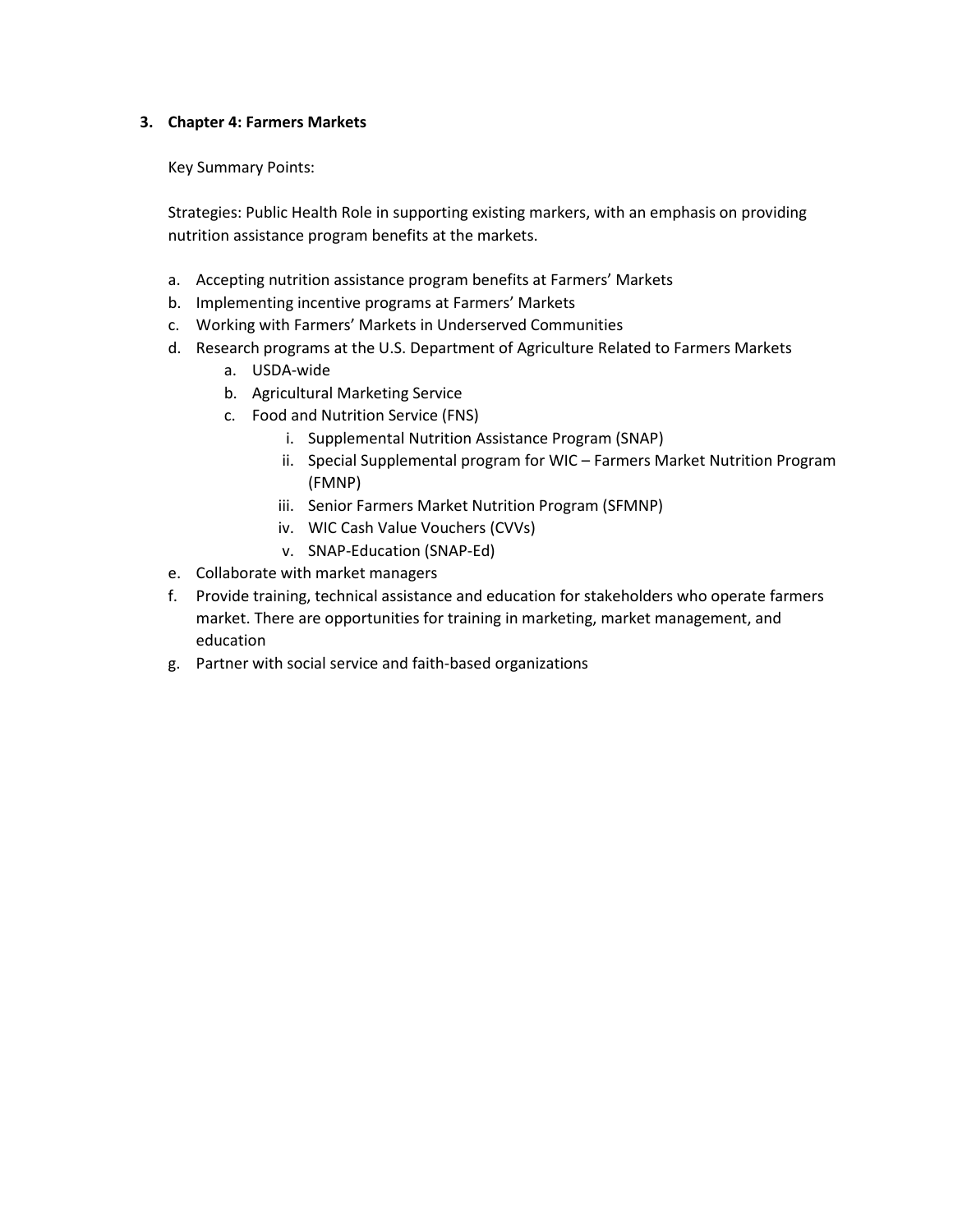3. **Chapter 4: Farmers Markets**

   Key Summary Points:

   Strategies: Public Health Role in supporting existing markers, with an emphasis on providing nutrition assistance program benefits at the markets.

   a. Accepting nutrition assistance program benefits at Farmers' Markets
   b. Implementing incentive programs at Farmers' Markets
   c. Working with Farmers' Markets in Underserved Communities
   d. Research programs at the U.S. Department of Agriculture Related to Farmers Markets
      a. USDA-wide
      b. Agricultural Marketing Service
      c. Food and Nutrition Service (FNS)
         i. Supplemental Nutrition Assistance Program (SNAP)
         ii. Special Supplemental program for WIC – Farmers Market Nutrition Program (FMNP)
         iii. Senior Farmers Market Nutrition Program (SFMNP)
         iv. WIC Cash Value Vouchers (CVVs)
         v. SNAP-Education (SNAP-Ed)
   e. Collaborate with market managers
   f. Provide training, technical assistance and education for stakeholders who operate farmers market. There are opportunities for training in marketing, market management, and education
   g. Partner with social service and faith-based organizations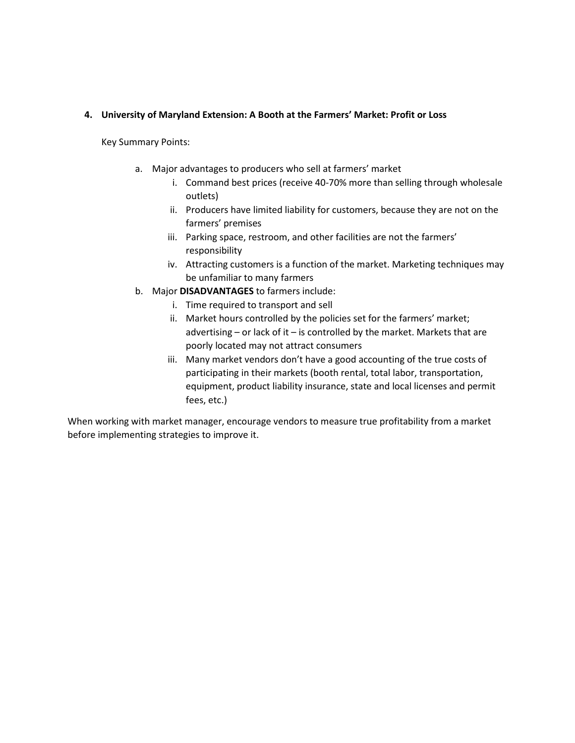**4. University of Maryland Extension: A Booth at the Farmers' Market: Profit or Loss**

Key Summary Points:

a. Major advantages to producers who sell at farmers' market
   i. Command best prices (receive 40-70% more than selling through wholesale outlets)
   ii. Producers have limited liability for customers, because they are not on the farmers' premises
   iii. Parking space, restroom, and other facilities are not the farmers' responsibility
   iv. Attracting customers is a function of the market. Marketing techniques may be unfamiliar to many farmers

b. Major **DISADVANTAGES** to farmers include:
   i. Time required to transport and sell
   ii. Market hours controlled by the policies set for the farmers' market; advertising – or lack of it – is controlled by the market. Markets that are poorly located may not attract consumers
   iii. Many market vendors don't have a good accounting of the true costs of participating in their markets (booth rental, total labor, transportation, equipment, product liability insurance, state and local licenses and permit fees, etc.)

When working with market manager, encourage vendors to measure true profitability from a market before implementing strategies to improve it.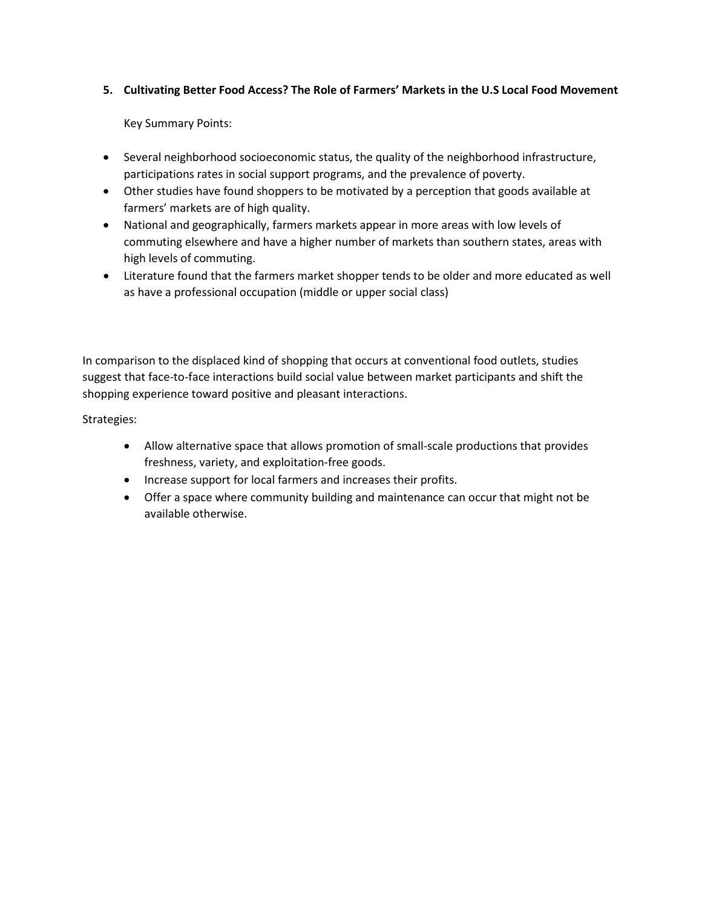**5. Cultivating Better Food Access? The Role of Farmers' Markets in the U.S Local Food Movement**

Key Summary Points:

- Several neighborhood socioeconomic status, the quality of the neighborhood infrastructure, participations rates in social support programs, and the prevalence of poverty.
- Other studies have found shoppers to be motivated by a perception that goods available at farmers' markets are of high quality.
- National and geographically, farmers markets appear in more areas with low levels of commuting elsewhere and have a higher number of markets than southern states, areas with high levels of commuting.
- Literature found that the farmers market shopper tends to be older and more educated as well as have a professional occupation (middle or upper social class)

In comparison to the displaced kind of shopping that occurs at conventional food outlets, studies suggest that face-to-face interactions build social value between market participants and shift the shopping experience toward positive and pleasant interactions.

Strategies:

- Allow alternative space that allows promotion of small-scale productions that provides freshness, variety, and exploitation-free goods.
- Increase support for local farmers and increases their profits.
- Offer a space where community building and maintenance can occur that might not be available otherwise.